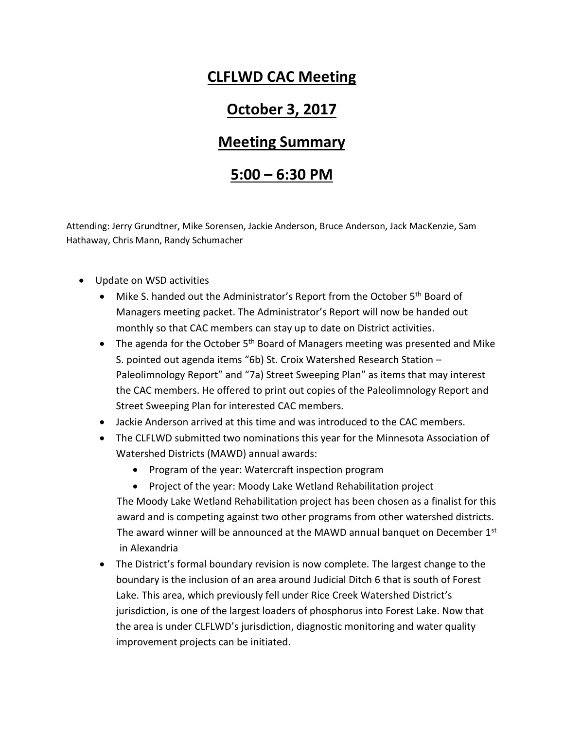# CLFLWD CAC Meeting

# October 3, 2017

# Meeting Summary

# 5:00 – 6:30 PM

Attending: Jerry Grundtner, Mike Sorensen, Jackie Anderson, Bruce Anderson, Jack MacKenzie, Sam Hathaway, Chris Mann, Randy Schumacher

- Update on WSD activities
  - Mike S. handed out the Administrator's Report from the October 5th Board of Managers meeting packet. The Administrator's Report will now be handed out monthly so that CAC members can stay up to date on District activities.
  - The agenda for the October 5th Board of Managers meeting was presented and Mike S. pointed out agenda items "6b) St. Croix Watershed Research Station – Paleolimnology Report" and "7a) Street Sweeping Plan" as items that may interest the CAC members. He offered to print out copies of the Paleolimnology Report and Street Sweeping Plan for interested CAC members.
  - Jackie Anderson arrived at this time and was introduced to the CAC members.
  - The CLFLWD submitted two nominations this year for the Minnesota Association of Watershed Districts (MAWD) annual awards:
    - Program of the year: Watercraft inspection program
    - Project of the year: Moody Lake Wetland Rehabilitation project

    The Moody Lake Wetland Rehabilitation project has been chosen as a finalist for this award and is competing against two other programs from other watershed districts. The award winner will be announced at the MAWD annual banquet on December 1st in Alexandria
  - The District's formal boundary revision is now complete. The largest change to the boundary is the inclusion of an area around Judicial Ditch 6 that is south of Forest Lake. This area, which previously fell under Rice Creek Watershed District's jurisdiction, is one of the largest loaders of phosphorus into Forest Lake. Now that the area is under CLFLWD's jurisdiction, diagnostic monitoring and water quality improvement projects can be initiated.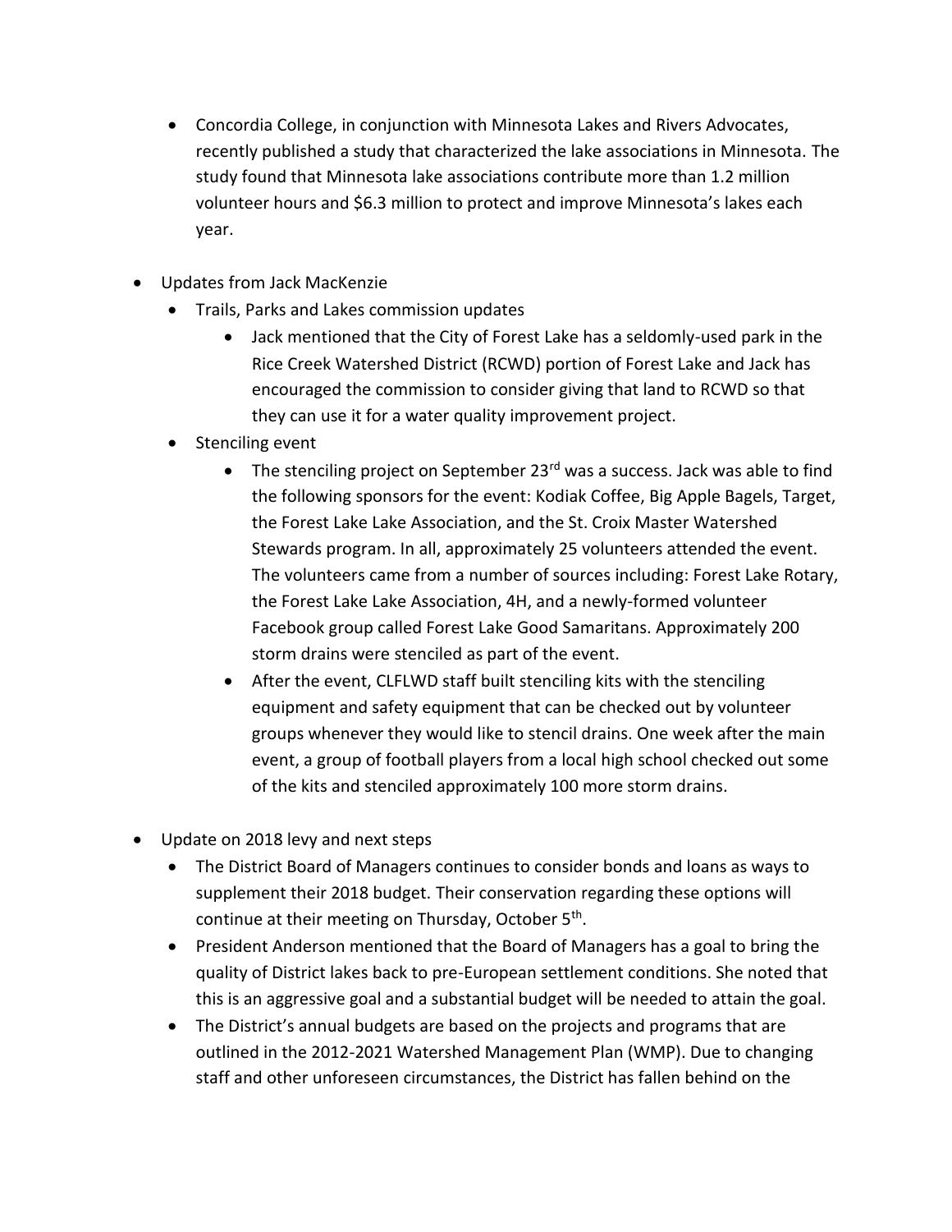- Concordia College, in conjunction with Minnesota Lakes and Rivers Advocates, recently published a study that characterized the lake associations in Minnesota. The study found that Minnesota lake associations contribute more than 1.2 million volunteer hours and $6.3 million to protect and improve Minnesota's lakes each year.

- Updates from Jack MacKenzie
  - Trails, Parks and Lakes commission updates
    - Jack mentioned that the City of Forest Lake has a seldomly-used park in the Rice Creek Watershed District (RCWD) portion of Forest Lake and Jack has encouraged the commission to consider giving that land to RCWD so that they can use it for a water quality improvement project.
  - Stenciling event
    - The stenciling project on September 23rd was a success. Jack was able to find the following sponsors for the event: Kodiak Coffee, Big Apple Bagels, Target, the Forest Lake Lake Association, and the St. Croix Master Watershed Stewards program. In all, approximately 25 volunteers attended the event. The volunteers came from a number of sources including: Forest Lake Rotary, the Forest Lake Lake Association, 4H, and a newly-formed volunteer Facebook group called Forest Lake Good Samaritans. Approximately 200 storm drains were stenciled as part of the event.
    - After the event, CLFLWD staff built stenciling kits with the stenciling equipment and safety equipment that can be checked out by volunteer groups whenever they would like to stencil drains. One week after the main event, a group of football players from a local high school checked out some of the kits and stenciled approximately 100 more storm drains.

- Update on 2018 levy and next steps
  - The District Board of Managers continues to consider bonds and loans as ways to supplement their 2018 budget. Their conservation regarding these options will continue at their meeting on Thursday, October 5th.
  - President Anderson mentioned that the Board of Managers has a goal to bring the quality of District lakes back to pre-European settlement conditions. She noted that this is an aggressive goal and a substantial budget will be needed to attain the goal.
  - The District's annual budgets are based on the projects and programs that are outlined in the 2012-2021 Watershed Management Plan (WMP). Due to changing staff and other unforeseen circumstances, the District has fallen behind on the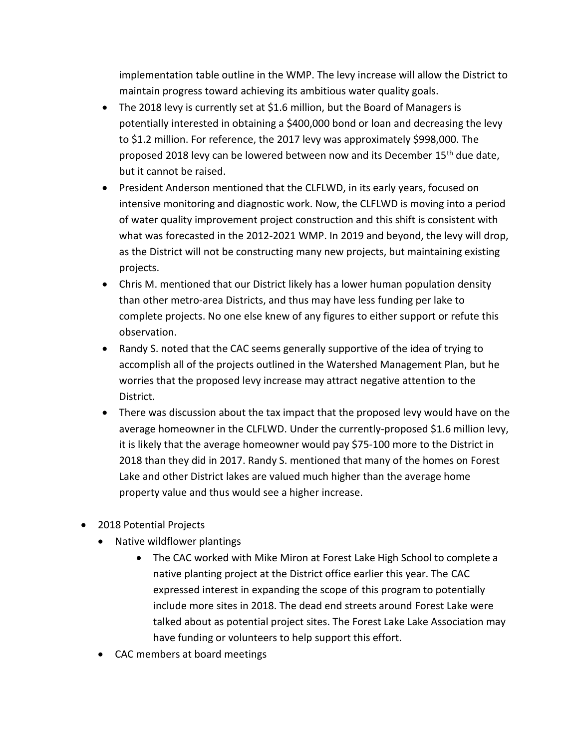implementation table outline in the WMP. The levy increase will allow the District to maintain progress toward achieving its ambitious water quality goals.

- The 2018 levy is currently set at $1.6 million, but the Board of Managers is potentially interested in obtaining a $400,000 bond or loan and decreasing the levy to $1.2 million. For reference, the 2017 levy was approximately $998,000. The proposed 2018 levy can be lowered between now and its December 15th due date, but it cannot be raised.
- President Anderson mentioned that the CLFLWD, in its early years, focused on intensive monitoring and diagnostic work. Now, the CLFLWD is moving into a period of water quality improvement project construction and this shift is consistent with what was forecasted in the 2012-2021 WMP. In 2019 and beyond, the levy will drop, as the District will not be constructing many new projects, but maintaining existing projects.
- Chris M. mentioned that our District likely has a lower human population density than other metro-area Districts, and thus may have less funding per lake to complete projects. No one else knew of any figures to either support or refute this observation.
- Randy S. noted that the CAC seems generally supportive of the idea of trying to accomplish all of the projects outlined in the Watershed Management Plan, but he worries that the proposed levy increase may attract negative attention to the District.
- There was discussion about the tax impact that the proposed levy would have on the average homeowner in the CLFLWD. Under the currently-proposed $1.6 million levy, it is likely that the average homeowner would pay $75-100 more to the District in 2018 than they did in 2017. Randy S. mentioned that many of the homes on Forest Lake and other District lakes are valued much higher than the average home property value and thus would see a higher increase.

- 2018 Potential Projects
  - Native wildflower plantings
    - The CAC worked with Mike Miron at Forest Lake High School to complete a native planting project at the District office earlier this year. The CAC expressed interest in expanding the scope of this program to potentially include more sites in 2018. The dead end streets around Forest Lake were talked about as potential project sites. The Forest Lake Lake Association may have funding or volunteers to help support this effort.
  - CAC members at board meetings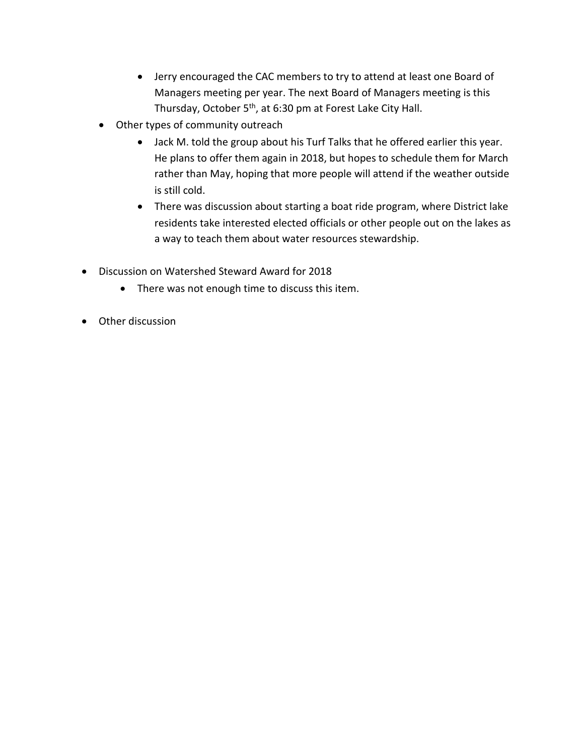- Jerry encouraged the CAC members to try to attend at least one Board of Managers meeting per year. The next Board of Managers meeting is this Thursday, October 5th, at 6:30 pm at Forest Lake City Hall.
  - Other types of community outreach
    - Jack M. told the group about his Turf Talks that he offered earlier this year. He plans to offer them again in 2018, but hopes to schedule them for March rather than May, hoping that more people will attend if the weather outside is still cold.
    - There was discussion about starting a boat ride program, where District lake residents take interested elected officials or other people out on the lakes as a way to teach them about water resources stewardship.

- Discussion on Watershed Steward Award for 2018
  - There was not enough time to discuss this item.

- Other discussion